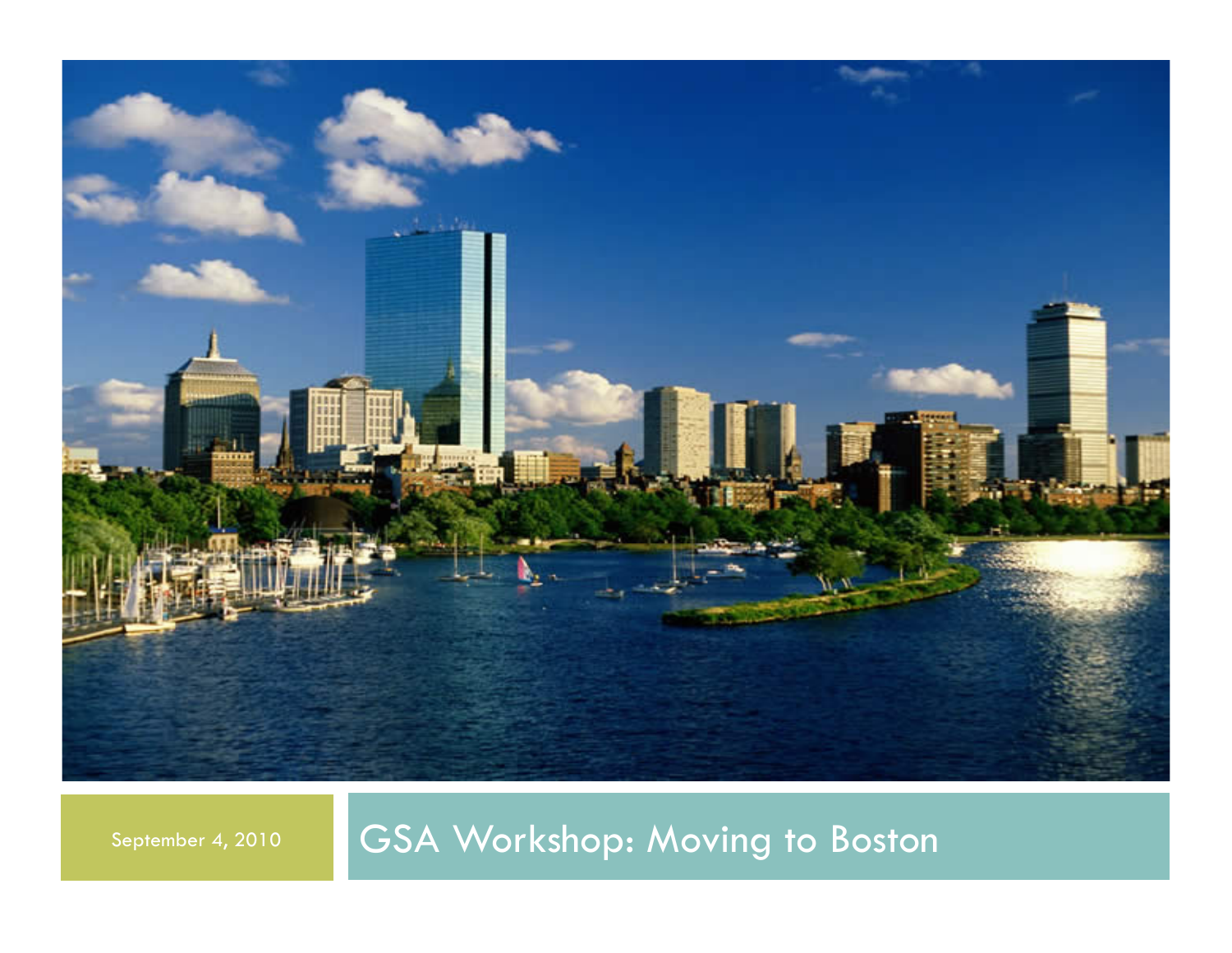# GSA Workshop: Moving to Boston

September 4, 2010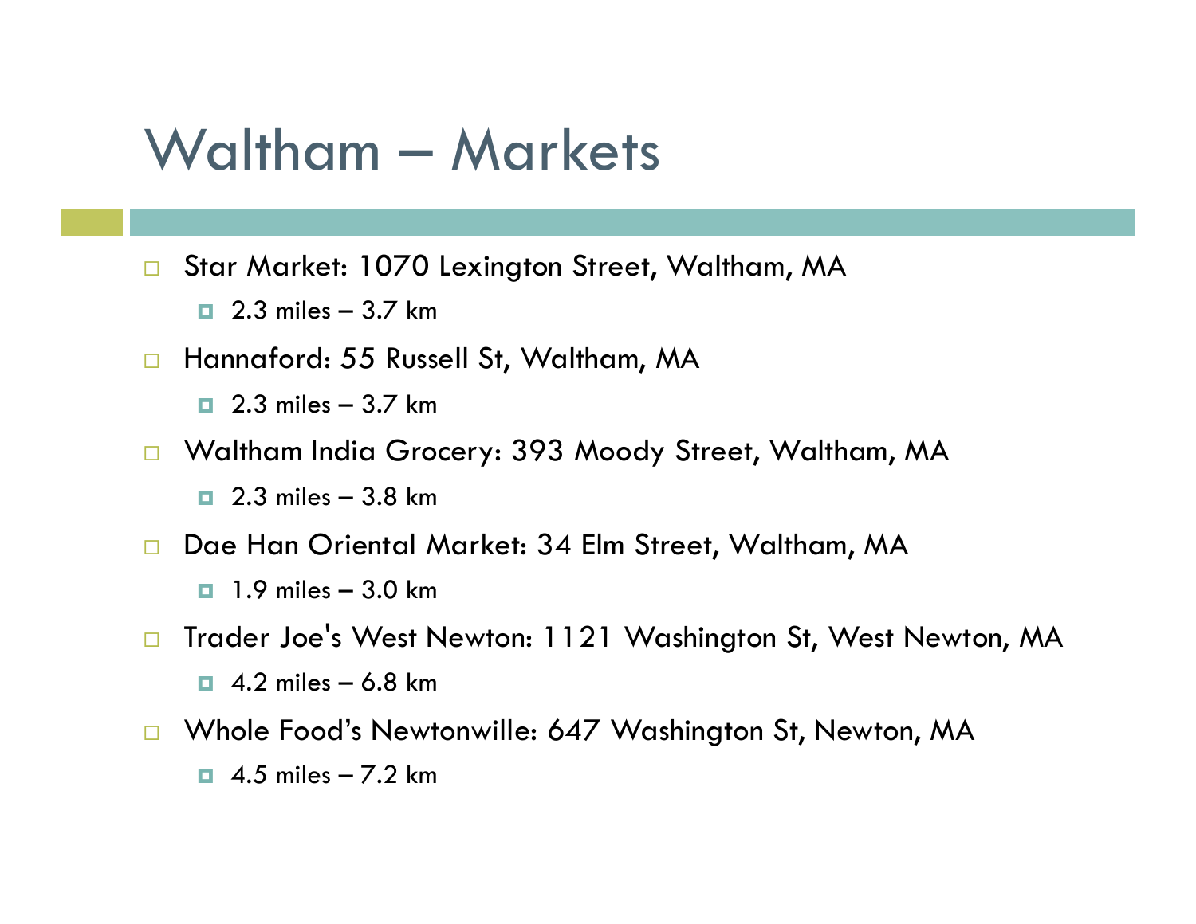# Waltham – Markets

- Star Market: 1070 Lexington Street, Waltham, MA
  - 2.3 miles – 3.7 km
- Hannaford: 55 Russell St, Waltham, MA
  - 2.3 miles – 3.7 km
- Waltham India Grocery: 393 Moody Street, Waltham, MA
  - 2.3 miles – 3.8 km
- Dae Han Oriental Market: 34 Elm Street, Waltham, MA
  - 1.9 miles – 3.0 km
- Trader Joe's West Newton: 1121 Washington St, West Newton, MA
  - 4.2 miles – 6.8 km
- Whole Food's Newtonwille: 647 Washington St, Newton, MA
  - 4.5 miles – 7.2 km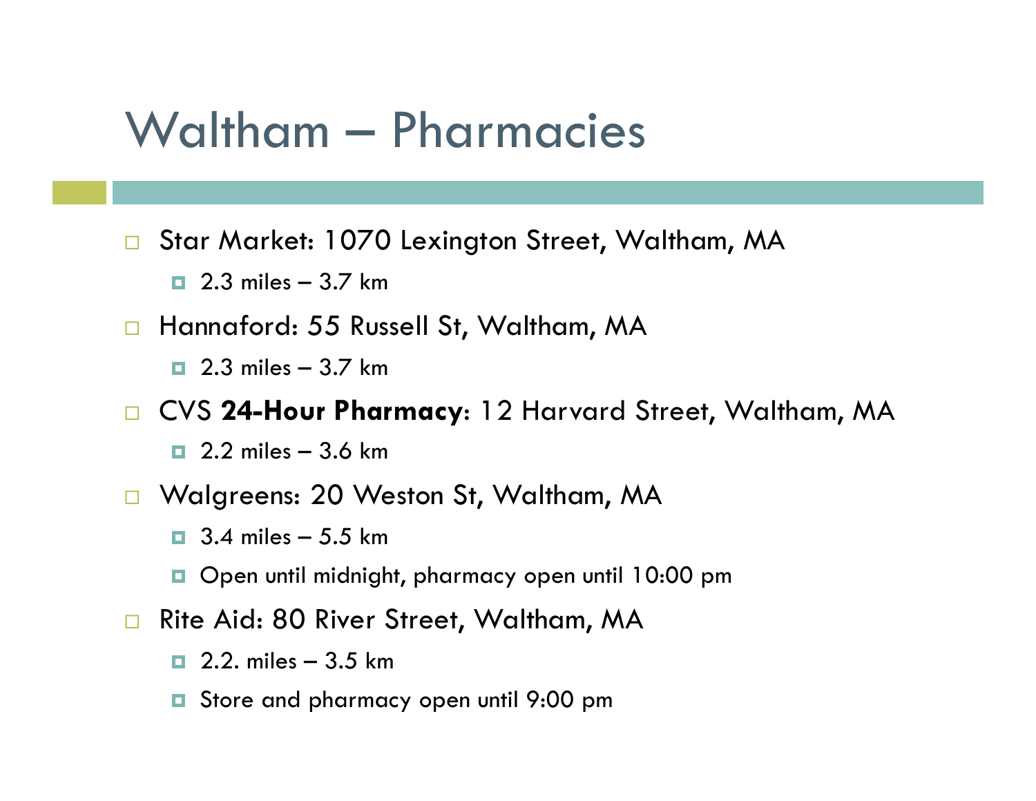# Waltham – Pharmacies

- Star Market: 1070 Lexington Street, Waltham, MA
  - 2.3 miles – 3.7 km
- Hannaford: 55 Russell St, Waltham, MA
  - 2.3 miles – 3.7 km
- CVS **24-Hour Pharmacy**: 12 Harvard Street, Waltham, MA
  - 2.2 miles – 3.6 km
- Walgreens: 20 Weston St, Waltham, MA
  - 3.4 miles – 5.5 km
  - Open until midnight, pharmacy open until 10:00 pm
- Rite Aid: 80 River Street, Waltham, MA
  - 2.2. miles – 3.5 km
  - Store and pharmacy open until 9:00 pm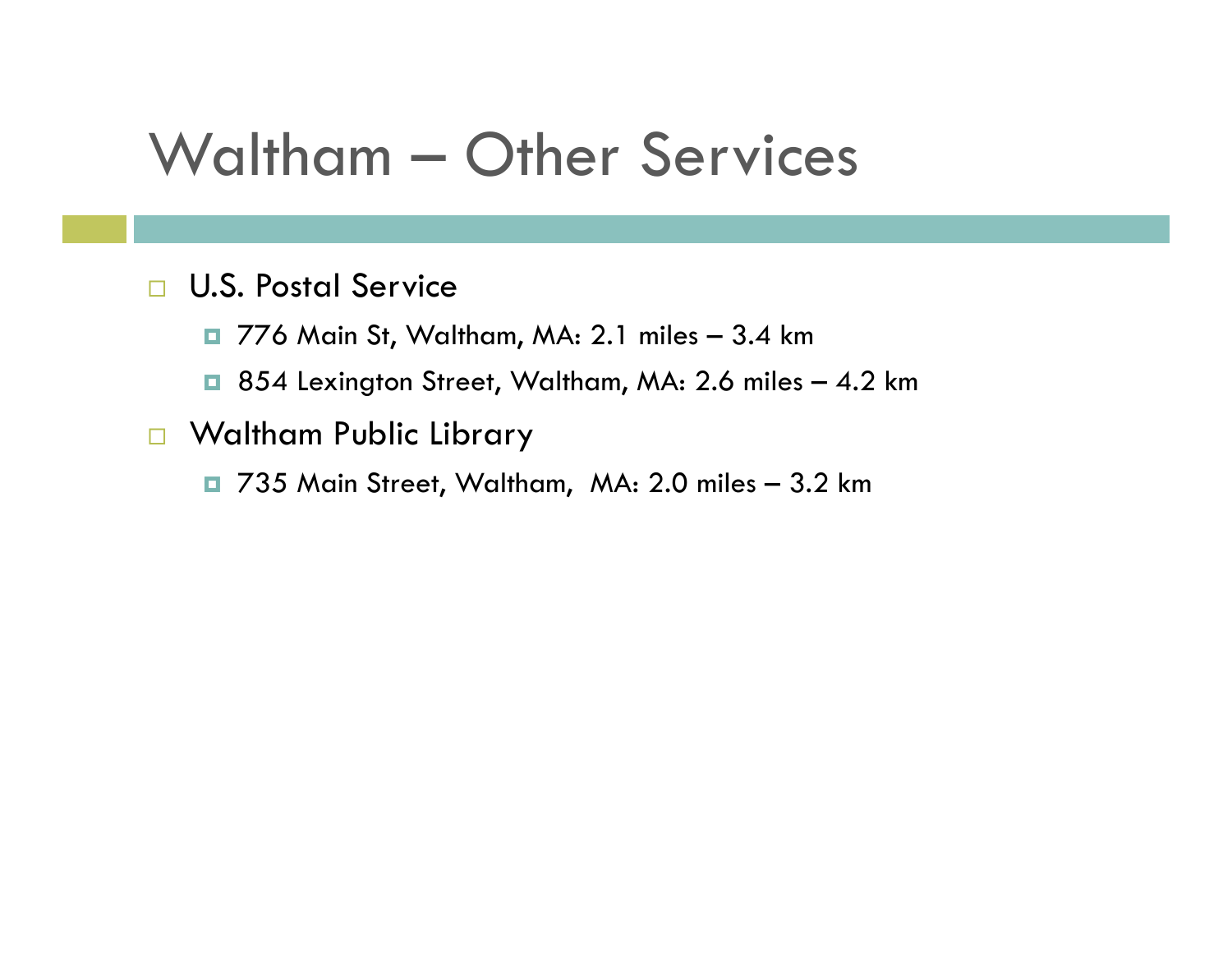# Waltham – Other Services

- U.S. Postal Service
  - 776 Main St, Waltham, MA: 2.1 miles – 3.4 km
  - 854 Lexington Street, Waltham, MA: 2.6 miles – 4.2 km
- Waltham Public Library
  - 735 Main Street, Waltham, MA: 2.0 miles – 3.2 km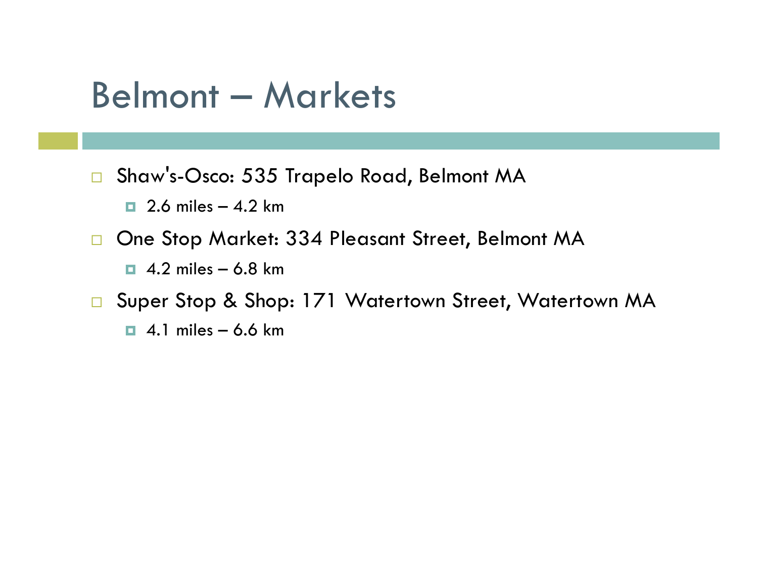# Belmont – Markets

- Shaw's-Osco: 535 Trapelo Road, Belmont MA
  - 2.6 miles – 4.2 km
- One Stop Market: 334 Pleasant Street, Belmont MA
  - 4.2 miles – 6.8 km
- Super Stop & Shop: 171 Watertown Street, Watertown MA
  - 4.1 miles – 6.6 km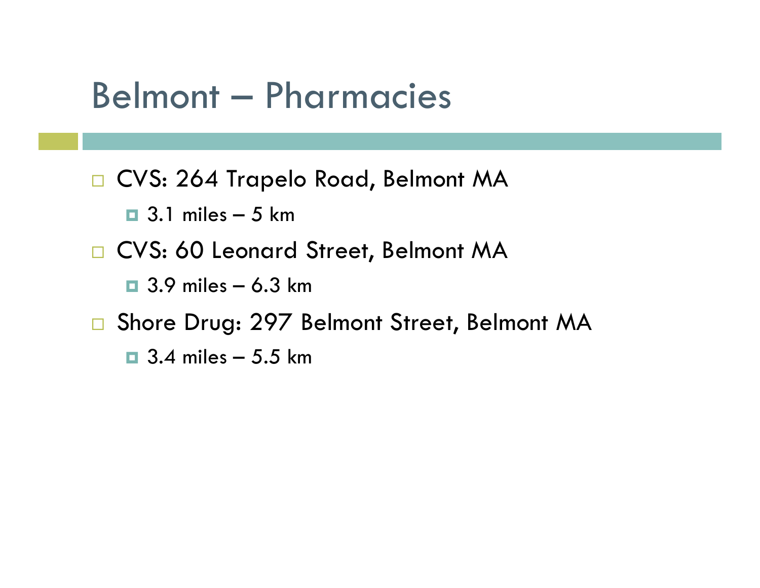# Belmont – Pharmacies

- CVS: 264 Trapelo Road, Belmont MA
  - 3.1 miles – 5 km
- CVS: 60 Leonard Street, Belmont MA
  - 3.9 miles – 6.3 km
- Shore Drug: 297 Belmont Street, Belmont MA
  - 3.4 miles – 5.5 km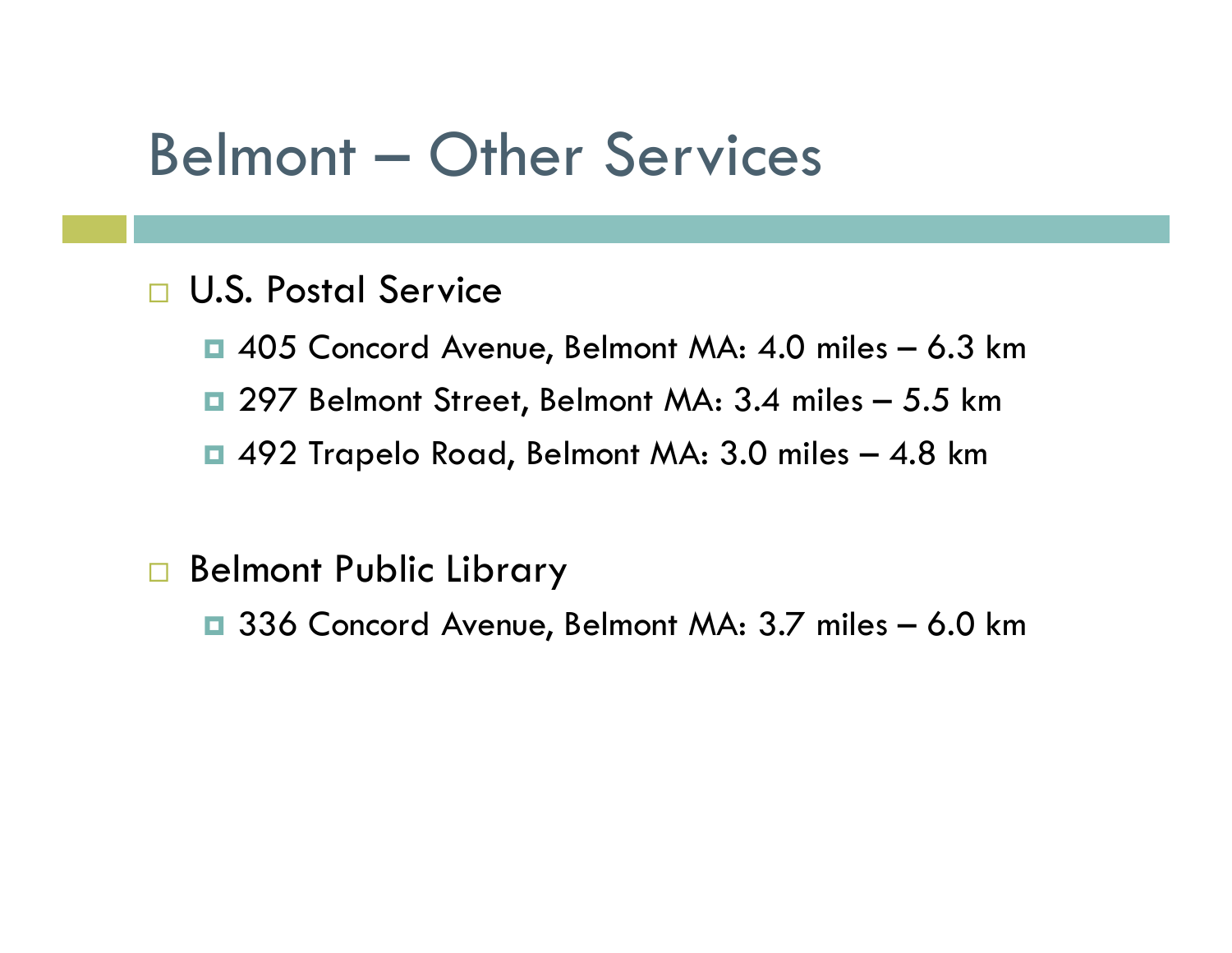# Belmont – Other Services

- U.S. Postal Service
  - 405 Concord Avenue, Belmont MA: 4.0 miles – 6.3 km
  - 297 Belmont Street, Belmont MA: 3.4 miles – 5.5 km
  - 492 Trapelo Road, Belmont MA: 3.0 miles – 4.8 km

- Belmont Public Library
  - 336 Concord Avenue, Belmont MA: 3.7 miles – 6.0 km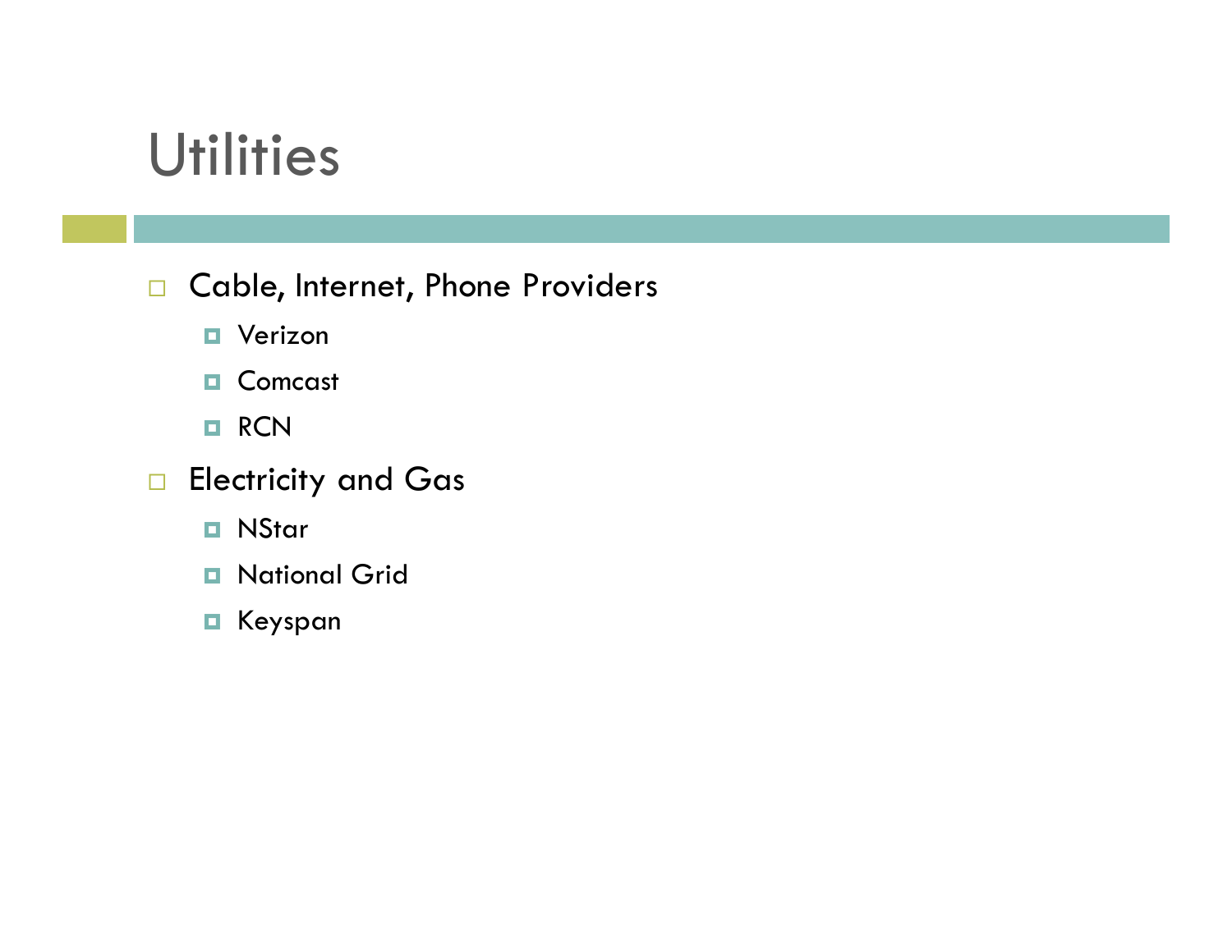# Utilities

- Cable, Internet, Phone Providers
  - Verizon
  - Comcast
  - RCN
- Electricity and Gas
  - NStar
  - National Grid
  - Keyspan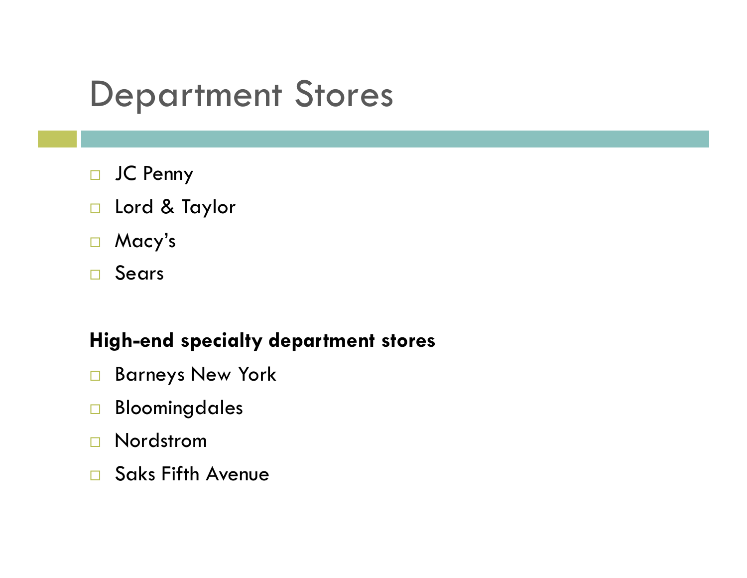# Department Stores

- JC Penny
- Lord & Taylor
- Macy's
- Sears

**High-end specialty department stores**

- Barneys New York
- Bloomingdales
- Nordstrom
- Saks Fifth Avenue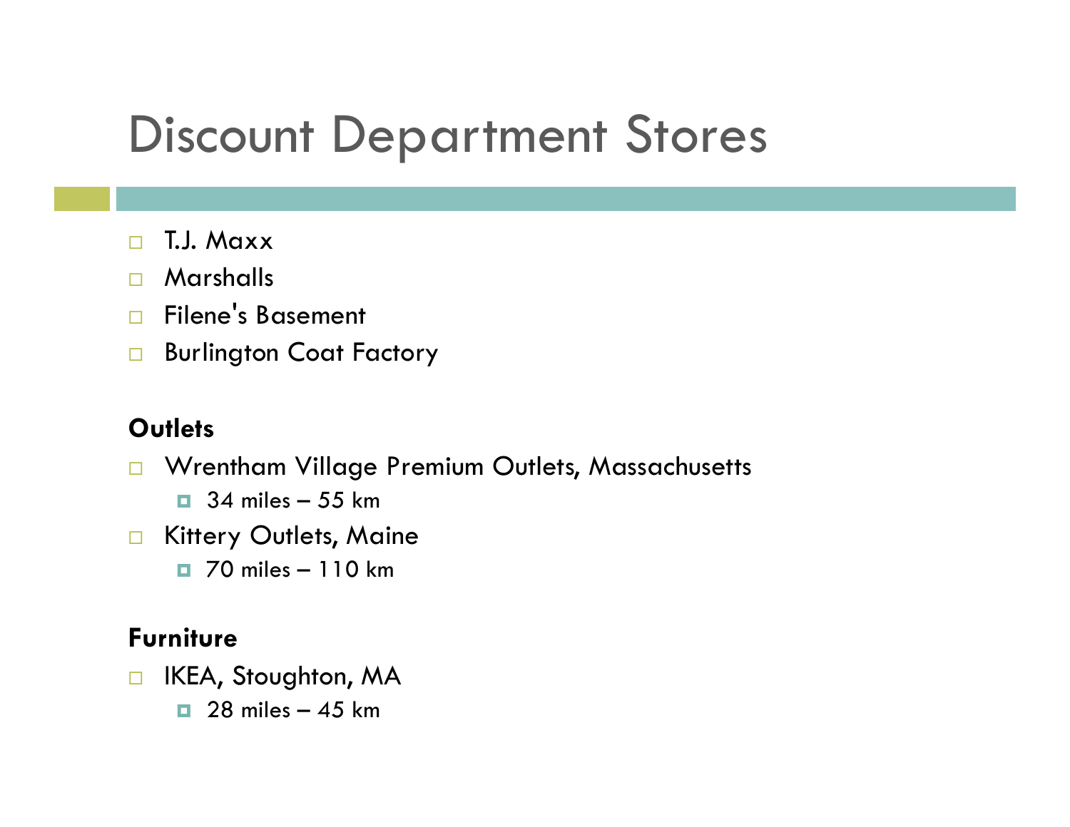# Discount Department Stores

- T.J. Maxx
- Marshalls
- Filene's Basement
- Burlington Coat Factory

**Outlets**

- Wrentham Village Premium Outlets, Massachusetts
  - 34 miles – 55 km
- Kittery Outlets, Maine
  - 70 miles – 110 km

**Furniture**

- IKEA, Stoughton, MA
  - 28 miles – 45 km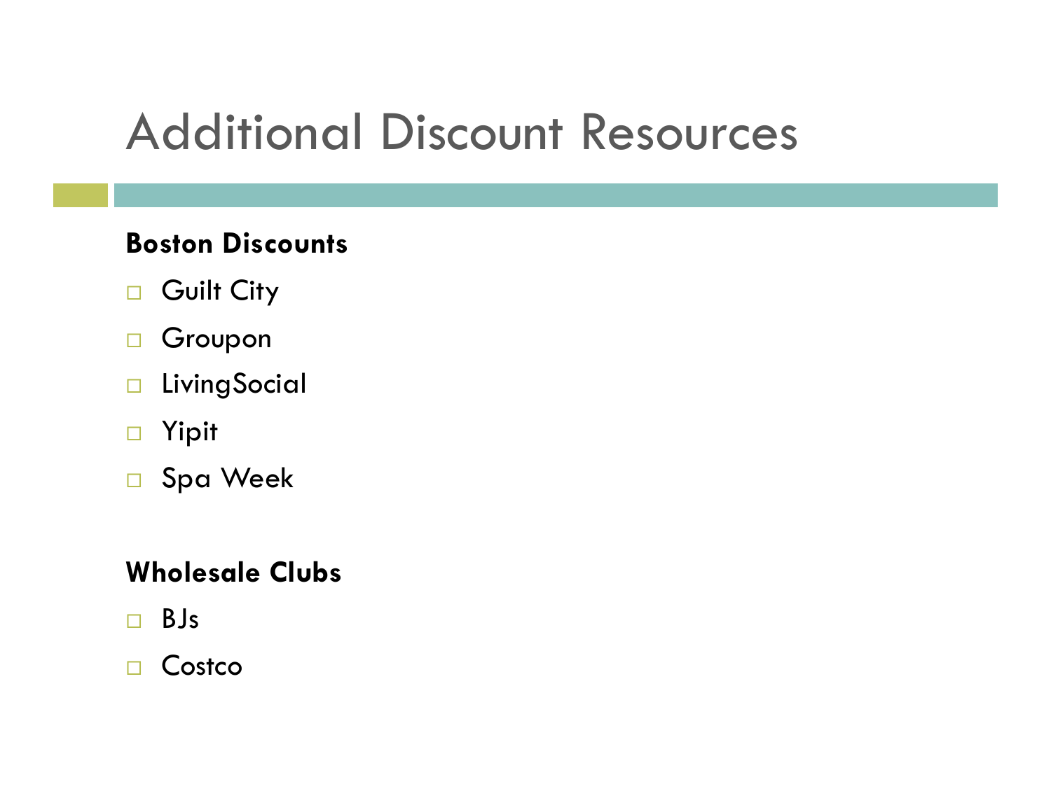# Additional Discount Resources

**Boston Discounts**

- Guilt City
- Groupon
- LivingSocial
- Yipit
- Spa Week

**Wholesale Clubs**

- BJs
- Costco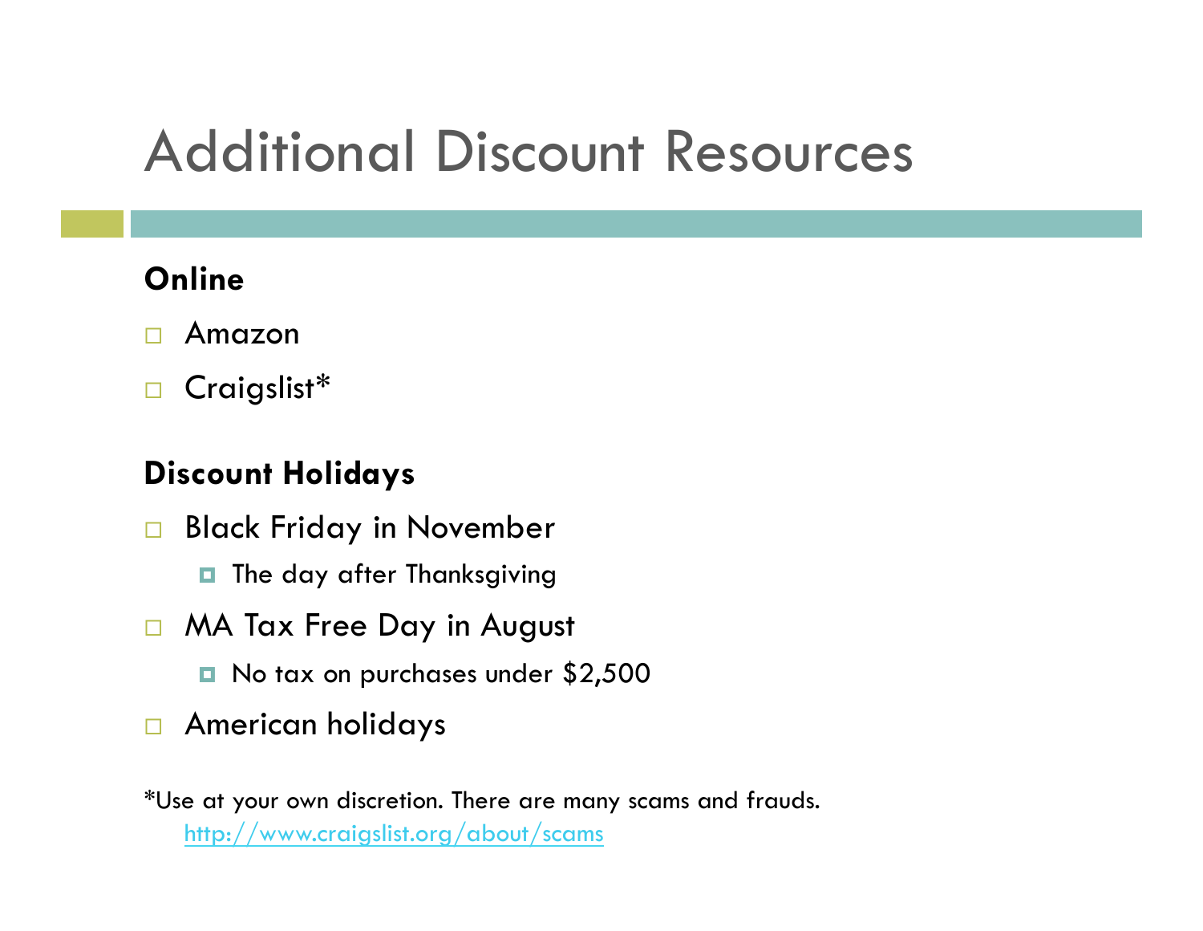# Additional Discount Resources

**Online**

- Amazon
- Craigslist*

**Discount Holidays**

- Black Friday in November
  - The day after Thanksgiving
- MA Tax Free Day in August
  - No tax on purchases under $2,500
- American holidays

*Use at your own discretion. There are many scams and frauds.
[http://www.craigslist.org/about/scams](http://www.craigslist.org/about/scams)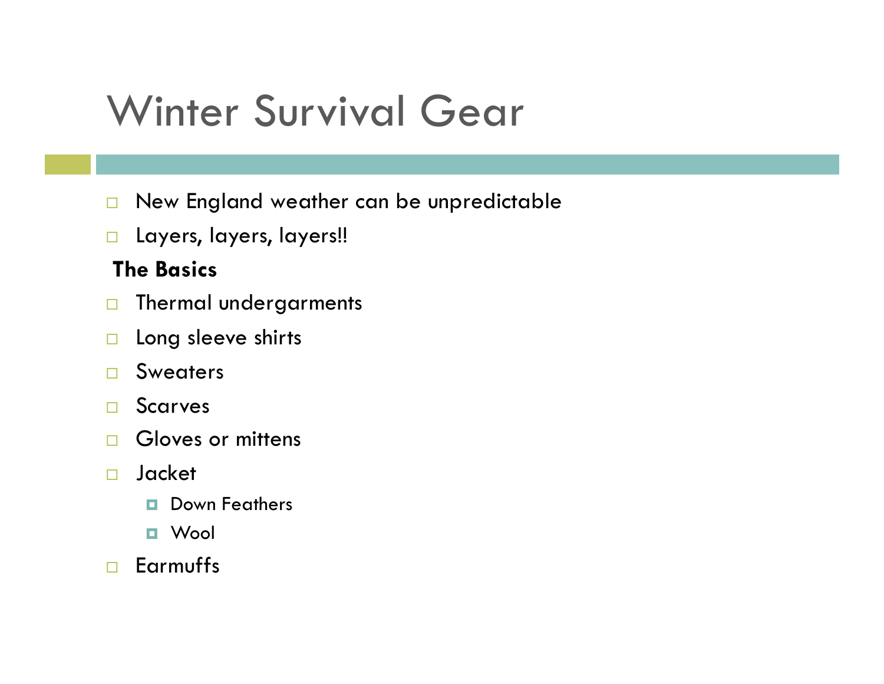# Winter Survival Gear

- New England weather can be unpredictable
- Layers, layers, layers!!

**The Basics**

- Thermal undergarments
- Long sleeve shirts
- Sweaters
- Scarves
- Gloves or mittens
- Jacket
  - Down Feathers
  - Wool
- Earmuffs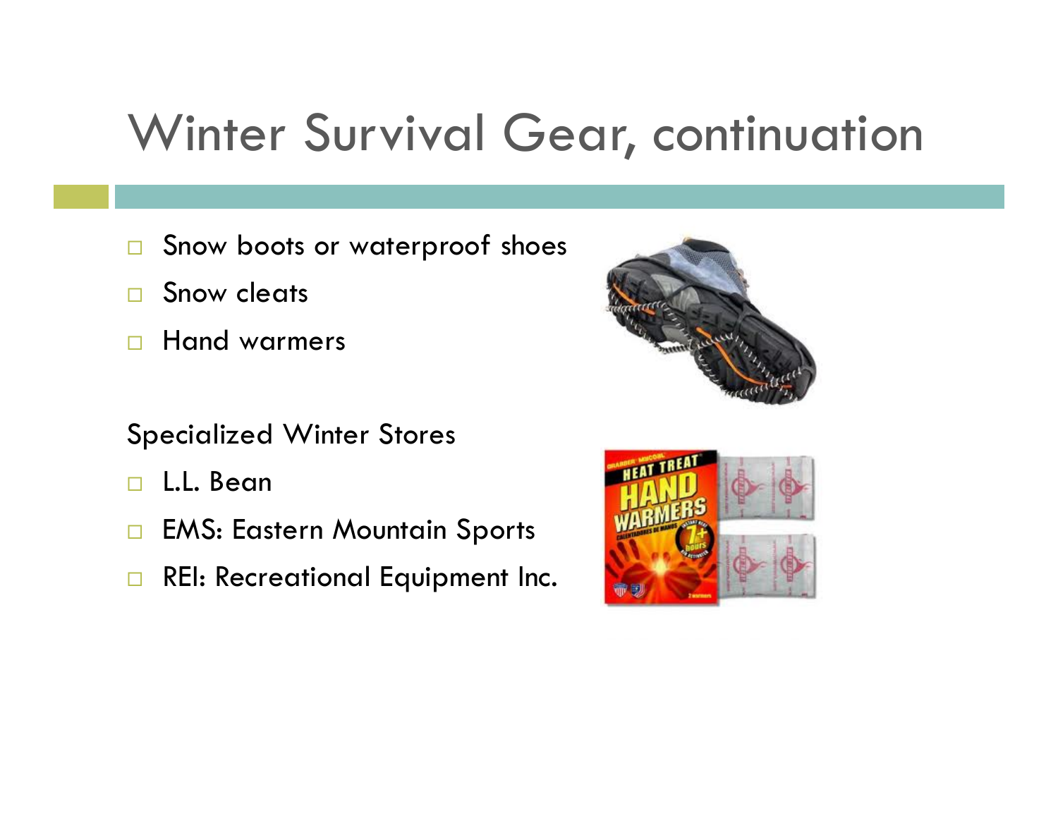# Winter Survival Gear, continuation

- Snow boots or waterproof shoes
- Snow cleats
- Hand warmers

Specialized Winter Stores

- L.L. Bean
- EMS: Eastern Mountain Sports
- REI: Recreational Equipment Inc.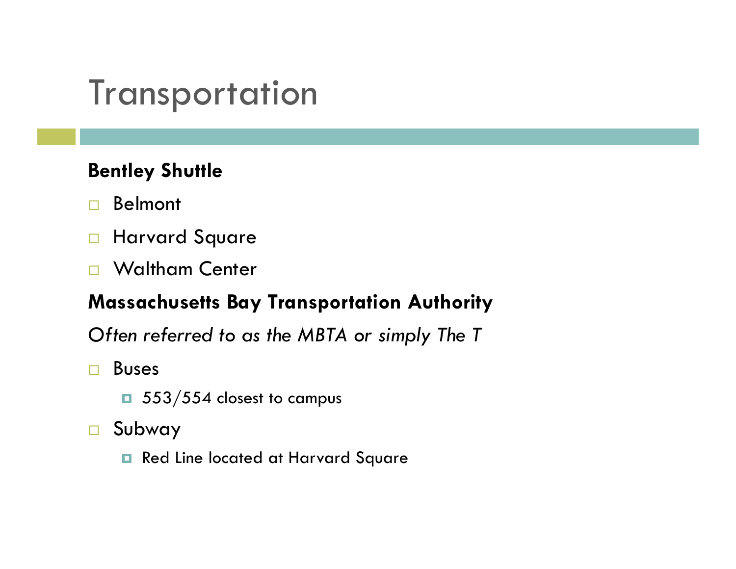# Transportation

**Bentley Shuttle**

- Belmont
- Harvard Square
- Waltham Center

**Massachusetts Bay Transportation Authority**

*Often referred to as the MBTA or simply The T*

- Buses
  - 553/554 closest to campus
- Subway
  - Red Line located at Harvard Square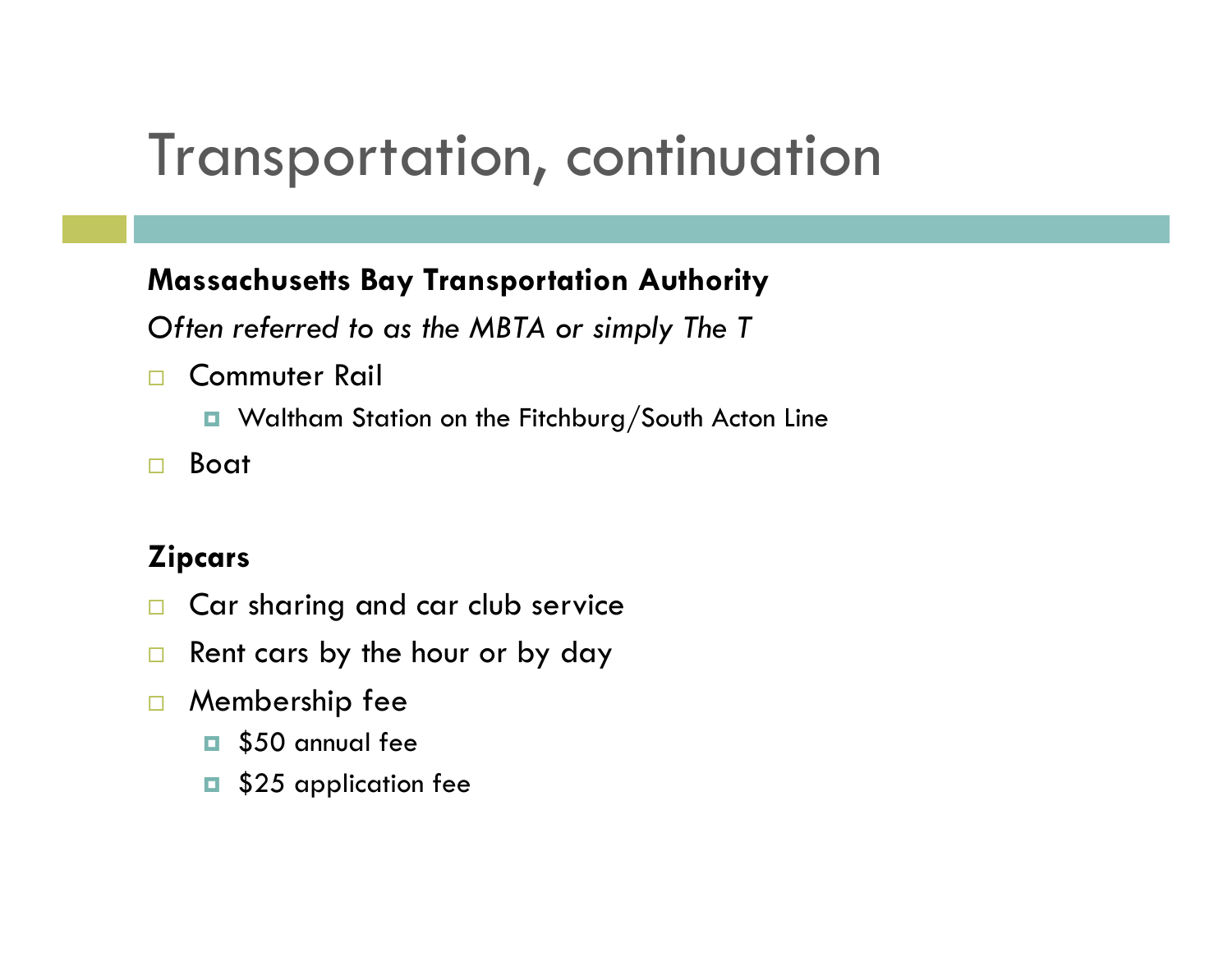# Transportation, continuation

**Massachusetts Bay Transportation Authority**

*Often referred to as the MBTA or simply The T*

- Commuter Rail
  - Waltham Station on the Fitchburg/South Acton Line
- Boat

**Zipcars**

- Car sharing and car club service
- Rent cars by the hour or by day
- Membership fee
  - $50 annual fee
  - $25 application fee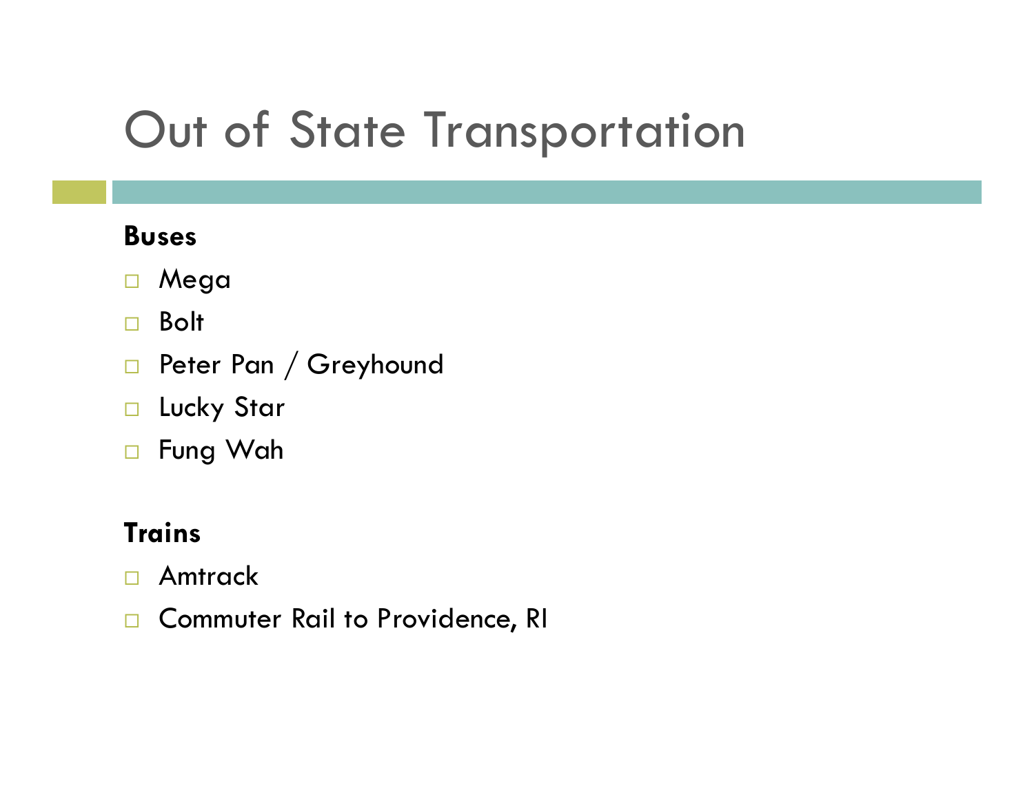# Out of State Transportation

**Buses**

- Mega
- Bolt
- Peter Pan / Greyhound
- Lucky Star
- Fung Wah

**Trains**

- Amtrack
- Commuter Rail to Providence, RI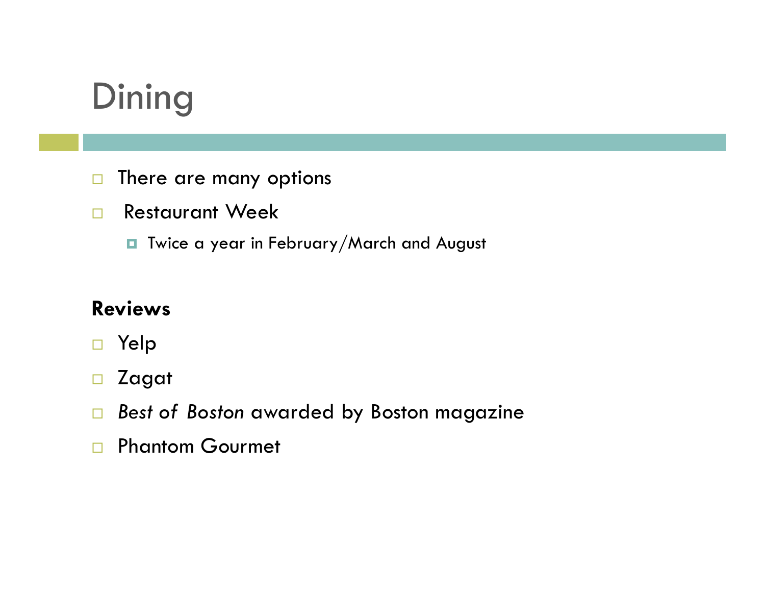# Dining

- There are many options
- Restaurant Week
  - Twice a year in February/March and August

**Reviews**

- Yelp
- Zagat
- *Best of Boston* awarded by Boston magazine
- Phantom Gourmet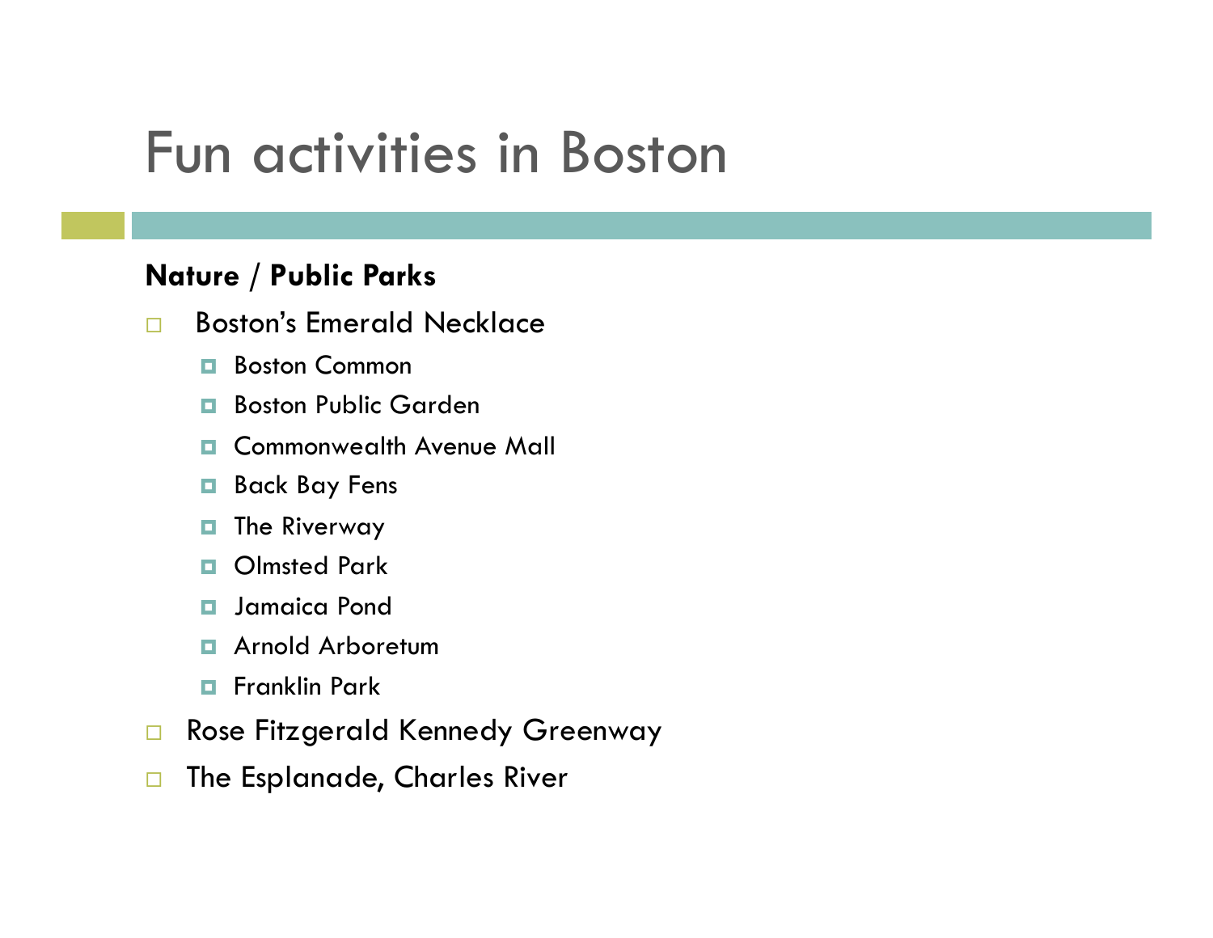# Fun activities in Boston

**Nature / Public Parks**

- Boston's Emerald Necklace
  - Boston Common
  - Boston Public Garden
  - Commonwealth Avenue Mall
  - Back Bay Fens
  - The Riverway
  - Olmsted Park
  - Jamaica Pond
  - Arnold Arboretum
  - Franklin Park
- Rose Fitzgerald Kennedy Greenway
- The Esplanade, Charles River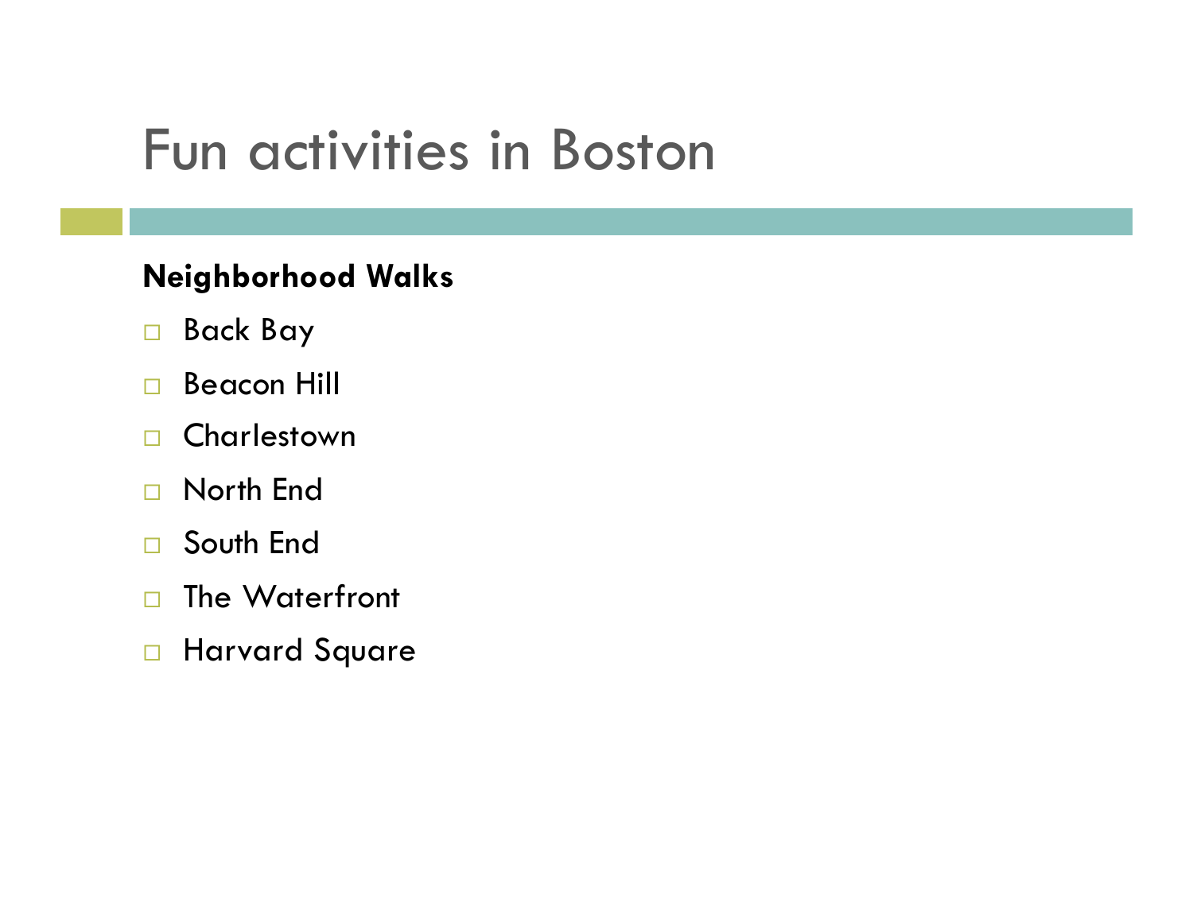# Fun activities in Boston

**Neighborhood Walks**

- Back Bay
- Beacon Hill
- Charlestown
- North End
- South End
- The Waterfront
- Harvard Square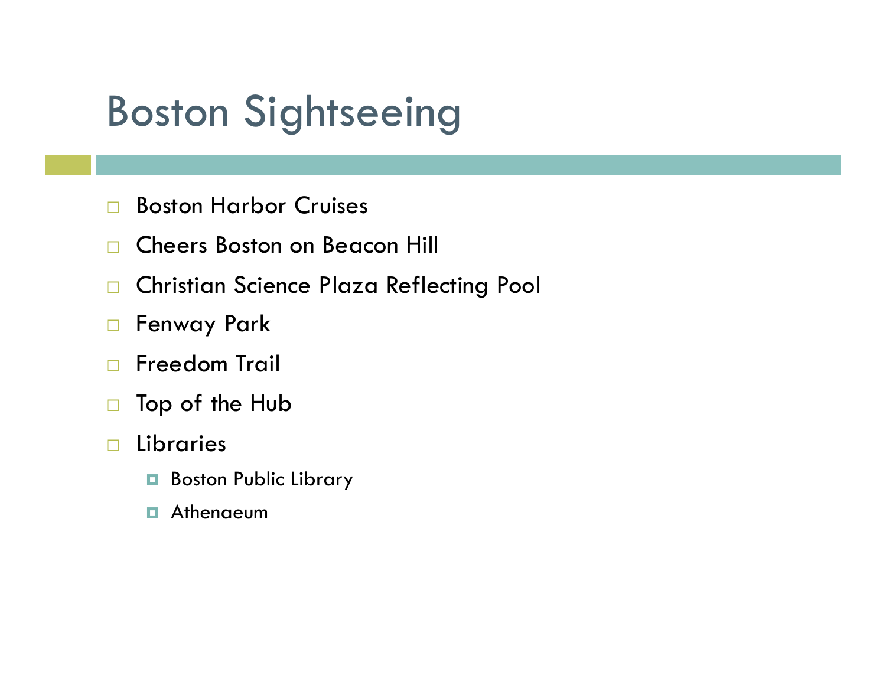# Boston Sightseeing

- Boston Harbor Cruises
- Cheers Boston on Beacon Hill
- Christian Science Plaza Reflecting Pool
- Fenway Park
- Freedom Trail
- Top of the Hub
- Libraries
  - Boston Public Library
  - Athenaeum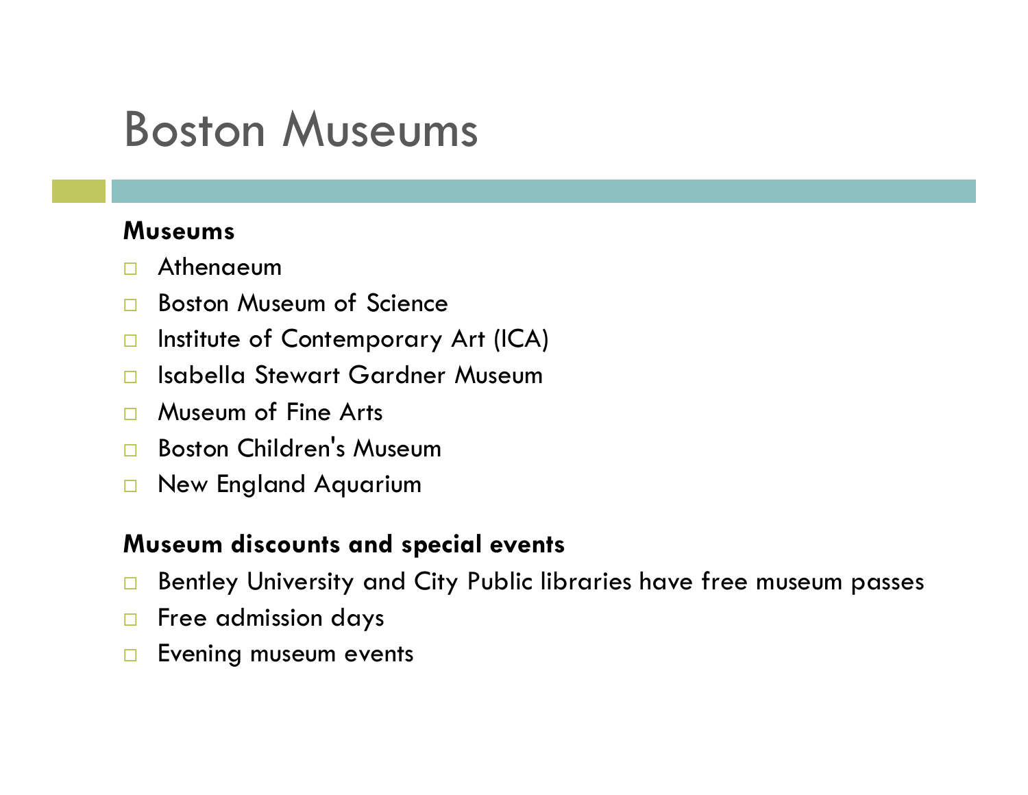# Boston Museums

**Museums**

- Athenaeum
- Boston Museum of Science
- Institute of Contemporary Art (ICA)
- Isabella Stewart Gardner Museum
- Museum of Fine Arts
- Boston Children's Museum
- New England Aquarium

**Museum discounts and special events**

- Bentley University and City Public libraries have free museum passes
- Free admission days
- Evening museum events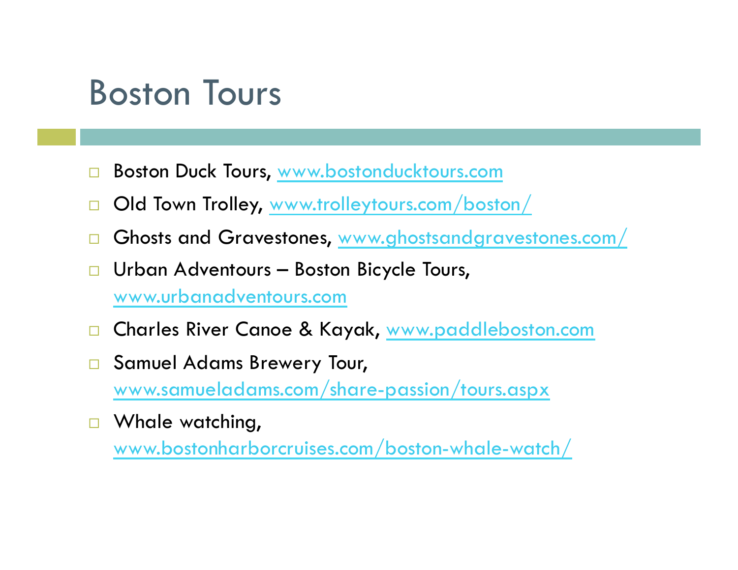# Boston Tours

- Boston Duck Tours, www.bostonducktours.com
- Old Town Trolley, www.trolleytours.com/boston/
- Ghosts and Gravestones, www.ghostsandgravestones.com/
- Urban Adventours – Boston Bicycle Tours, www.urbanadventours.com
- Charles River Canoe & Kayak, www.paddleboston.com
- Samuel Adams Brewery Tour, www.samueladams.com/share-passion/tours.aspx
- Whale watching, www.bostonharborcruises.com/boston-whale-watch/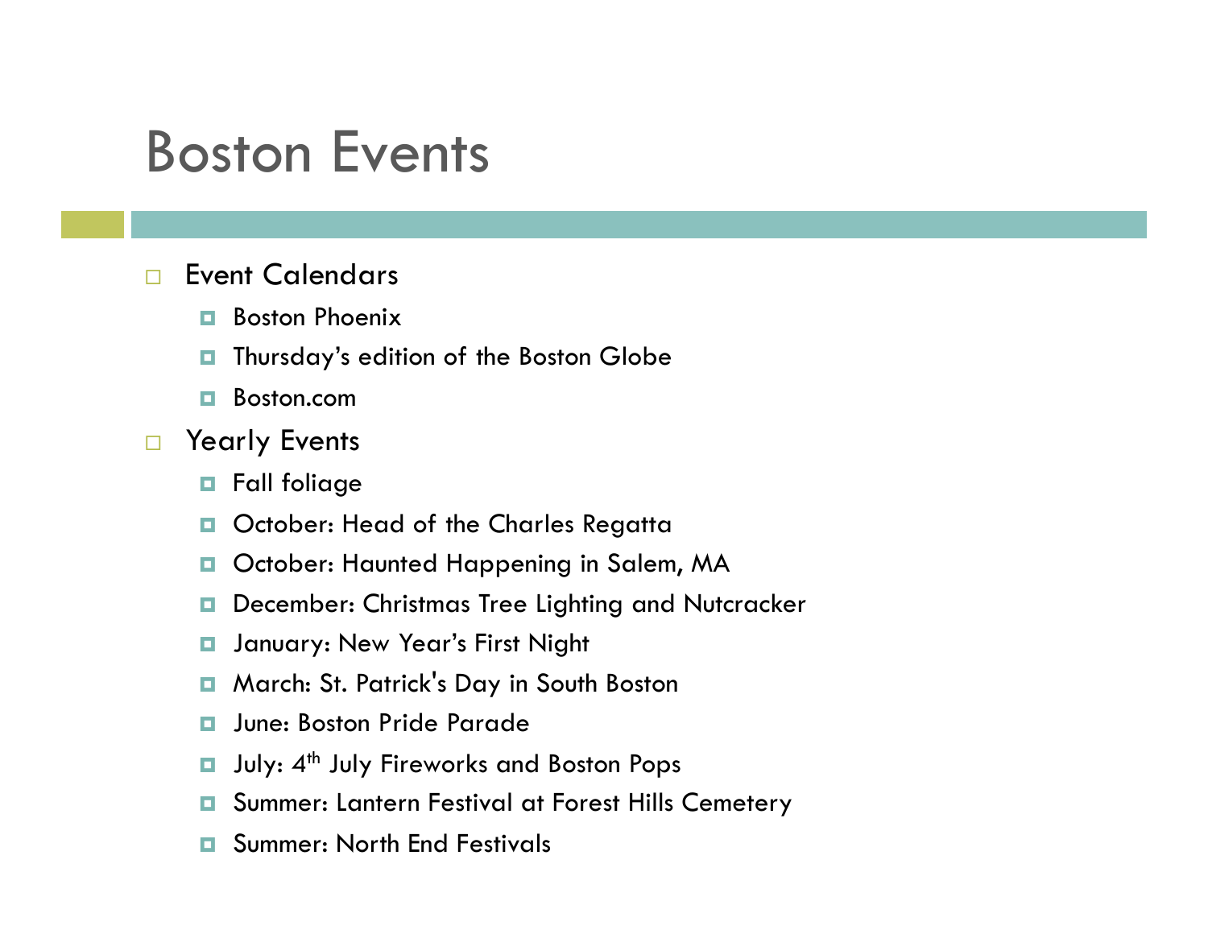# Boston Events

- Event Calendars
  - Boston Phoenix
  - Thursday's edition of the Boston Globe
  - Boston.com
- Yearly Events
  - Fall foliage
  - October: Head of the Charles Regatta
  - October: Haunted Happening in Salem, MA
  - December: Christmas Tree Lighting and Nutcracker
  - January: New Year's First Night
  - March: St. Patrick's Day in South Boston
  - June: Boston Pride Parade
  - July: 4th July Fireworks and Boston Pops
  - Summer: Lantern Festival at Forest Hills Cemetery
  - Summer: North End Festivals